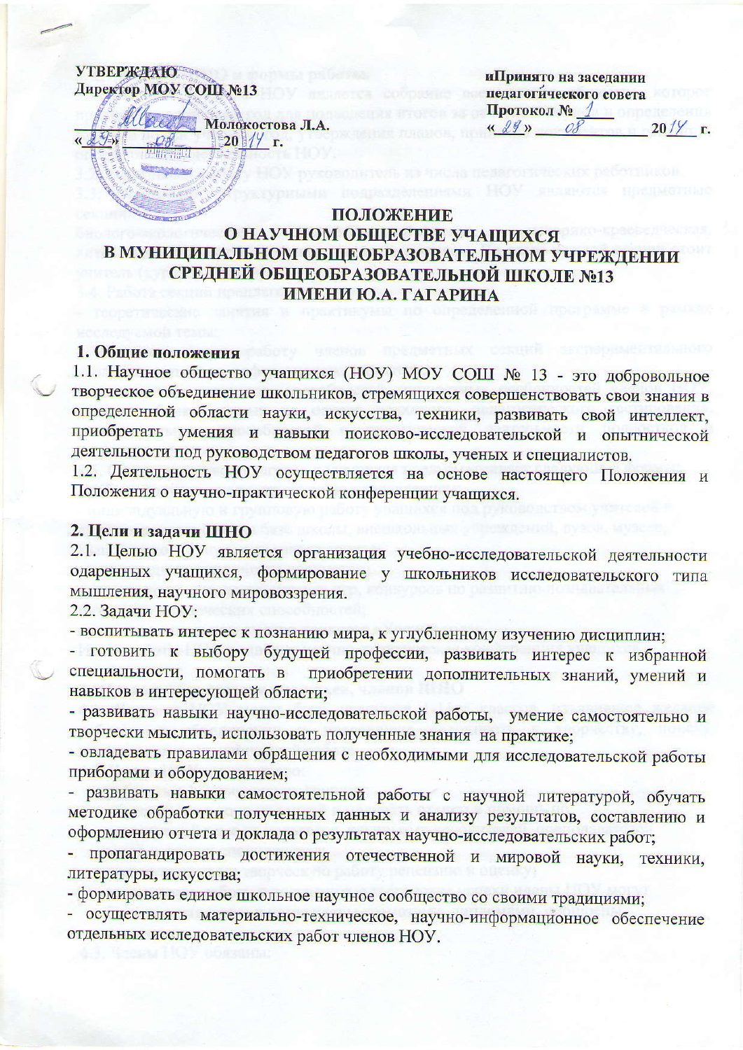УТВЕРЖДАЮ
Директор МОУ СОШ №13
_____________ Молокостова Л.А.
«29» 08 2014 г.

Принято на заседании
педагогического совета
Протокол № 1
«29» 08 2014 г.

# ПОЛОЖЕНИЕ
# О НАУЧНОМ ОБЩЕСТВЕ УЧАЩИХСЯ В МУНИЦИПАЛЬНОМ ОБЩЕОБРАЗОВАТЕЛЬНОМ УЧРЕЖДЕНИИ СРЕДНЕЙ ОБЩЕОБРАЗОВАТЕЛЬНОЙ ШКОЛЕ №13 ИМЕНИ Ю.А. ГАГАРИНА

## 1. Общие положения

1.1. Научное общество учащихся (НОУ) МОУ СОШ № 13 - это добровольное творческое объединение школьников, стремящихся совершенствовать свои знания в определенной области науки, искусства, техники, развивать свой интеллект, приобретать умения и навыки поисково-исследовательской и опытнической деятельности под руководством педагогов школы, ученых и специалистов.

1.2. Деятельность НОУ осуществляется на основе настоящего Положения и Положения о научно-практической конференции учащихся.

## 2. Цели и задачи ШНО

2.1. Целью НОУ является организация учебно-исследовательской деятельности одаренных учащихся, формирование у школьников исследовательского типа мышления, научного мировоззрения.

2.2. Задачи НОУ:

- воспитывать интерес к познанию мира, к углубленному изучению дисциплин;
- готовить к выбору будущей профессии, развивать интерес к избранной специальности, помогать в приобретении дополнительных знаний, умений и навыков в интересующей области;
- развивать навыки научно-исследовательской работы, умение самостоятельно и творчески мыслить, использовать полученные знания на практике;
- овладевать правилами обращения с необходимыми для исследовательской работы приборами и оборудованием;
- развивать навыки самостоятельной работы с научной литературой, обучать методике обработки полученных данных и анализу результатов, составлению и оформлению отчета и доклада о результатах научно-исследовательских работ;
- пропагандировать достижения отечественной и мировой науки, техники, литературы, искусства;
- формировать единое школьное научное сообщество со своими традициями;
- осуществлять материально-техническое, научно-информационное обеспечение отдельных исследовательских работ членов НОУ.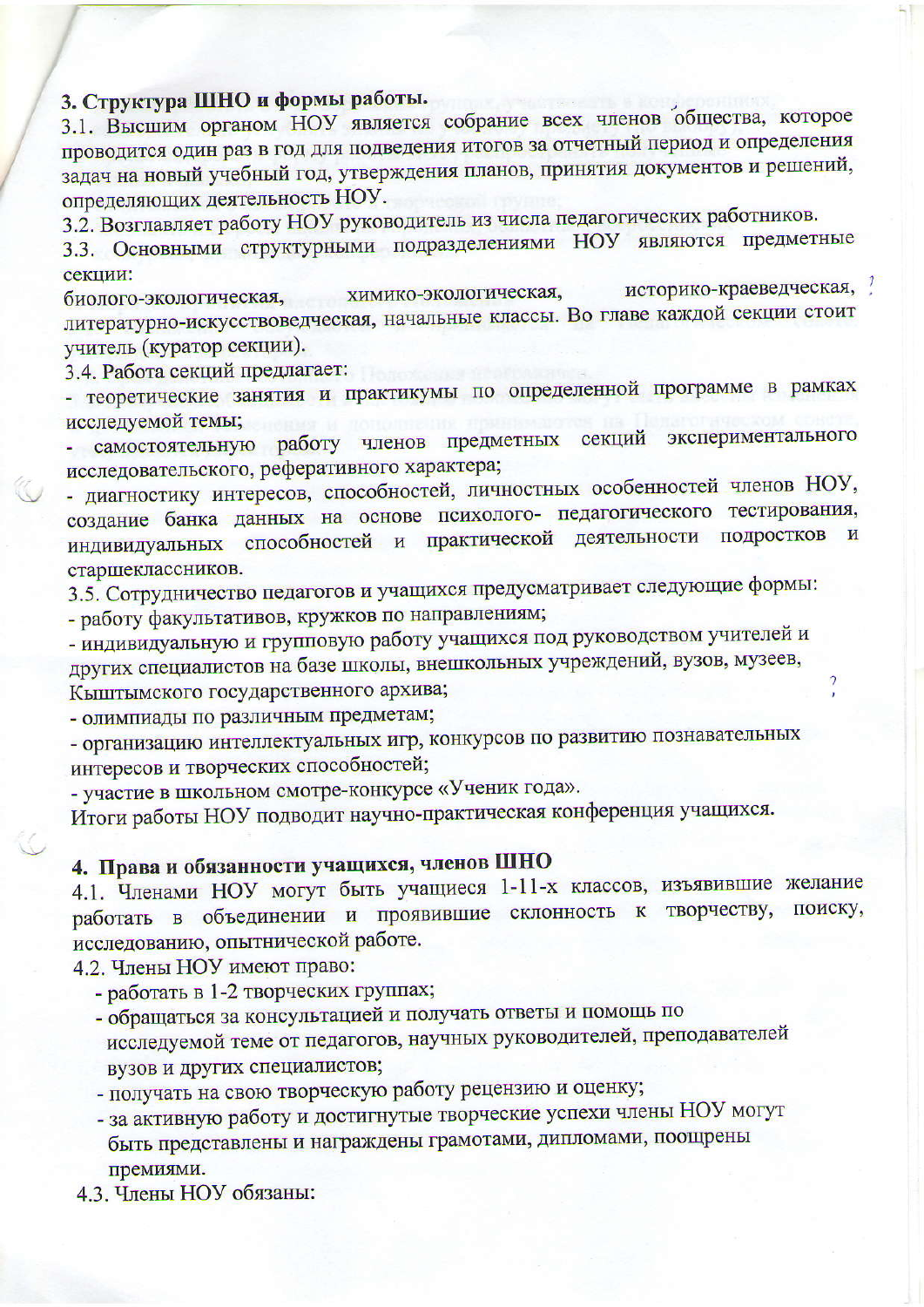**3. Структура ШНО и формы работы.**

3.1. Высшим органом НОУ является собрание всех членов общества, которое проводится один раз в год для подведения итогов за отчетный период и определения задач на новый учебный год, утверждения планов, принятия документов и решений, определяющих деятельность НОУ.

3.2. Возглавляет работу НОУ руководитель из числа педагогических работников.

3.3. Основными структурными подразделениями НОУ являются предметные секции:
биолого-экологическая, химико-экологическая, историко-краеведческая, литературно-искусствоведческая, начальные классы. Во главе каждой секции стоит учитель (куратор секции).

3.4. Работа секций предлагает:
- теоретические занятия и практикумы по определенной программе в рамках исследуемой темы;
- самостоятельную работу членов предметных секций экспериментального исследовательского, реферативного характера;
- диагностику интересов, способностей, личностных особенностей членов НОУ, создание банка данных на основе психолого- педагогического тестирования, индивидуальных способностей и практической деятельности подростков и старшеклассников.

3.5. Сотрудничество педагогов и учащихся предусматривает следующие формы:
- работу факультативов, кружков по направлениям;
- индивидуальную и групповую работу учащихся под руководством учителей и других специалистов на базе школы, внешкольных учреждений, вузов, музеев, Кыштымского государственного архива;
- олимпиады по различным предметам;
- организацию интеллектуальных игр, конкурсов по развитию познавательных интересов и творческих способностей;
- участие в школьном смотре-конкурсе «Ученик года».

Итоги работы НОУ подводит научно-практическая конференция учащихся.

**4. Права и обязанности учащихся, членов ШНО**

4.1. Членами НОУ могут быть учащиеся 1-11-х классов, изъявившие желание работать в объединении и проявившие склонность к творчеству, поиску, исследованию, опытнической работе.

4.2. Члены НОУ имеют право:
- работать в 1-2 творческих группах;
- обращаться за консультацией и получать ответы и помощь по исследуемой теме от педагогов, научных руководителей, преподавателей вузов и других специалистов;
- получать на свою творческую работу рецензию и оценку;
- за активную работу и достигнутые творческие успехи члены НОУ могут быть представлены и награждены грамотами, дипломами, поощрены премиями.

4.3. Члены НОУ обязаны: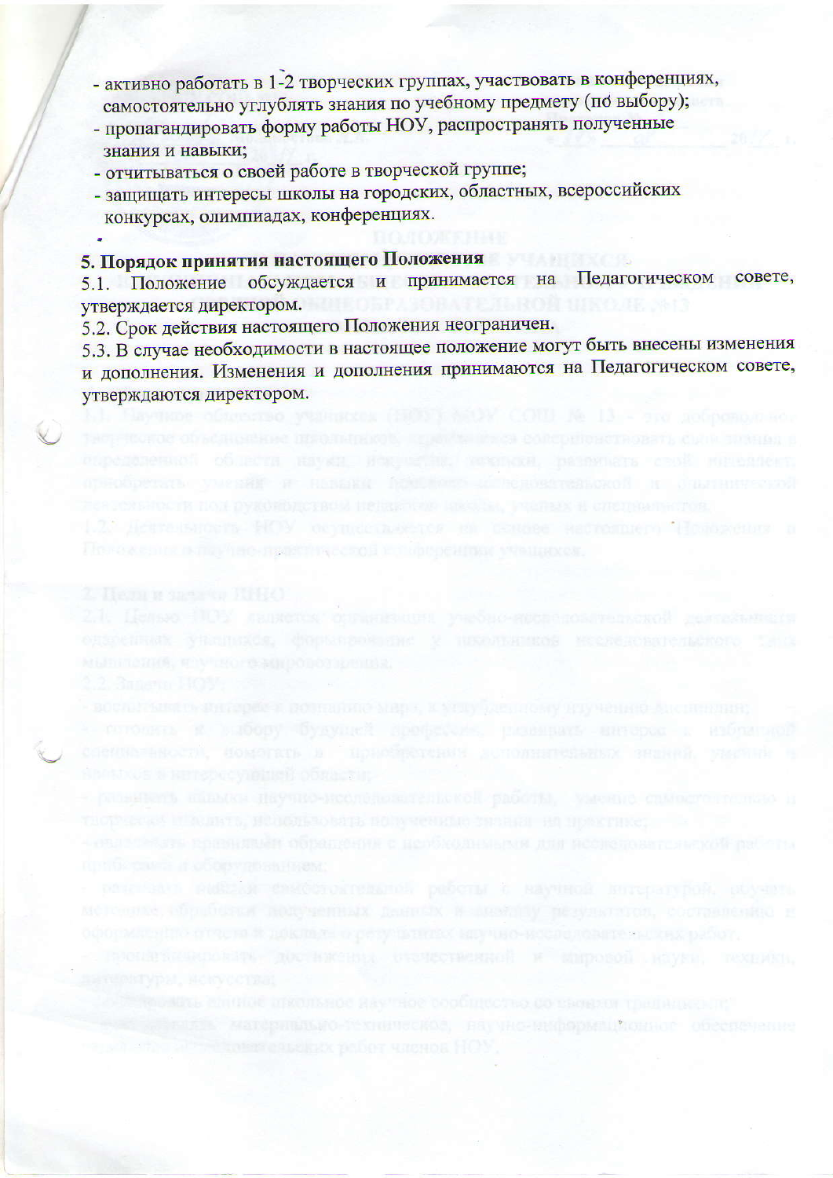- активно работать в 1-2 творческих группах, участвовать в конференциях, самостоятельно углублять знания по учебному предмету (по выбору);
- пропагандировать форму работы НОУ, распространять полученные знания и навыки;
- отчитываться о своей работе в творческой группе;
- защищать интересы школы на городских, областных, всероссийских конкурсах, олимпиадах, конференциях.

**5. Порядок принятия настоящего Положения**

5.1. Положение обсуждается и принимается на Педагогическом совете, утверждается директором.

5.2. Срок действия настоящего Положения неограничен.

5.3. В случае необходимости в настоящее положение могут быть внесены изменения и дополнения. Изменения и дополнения принимаются на Педагогическом совете, утверждаются директором.